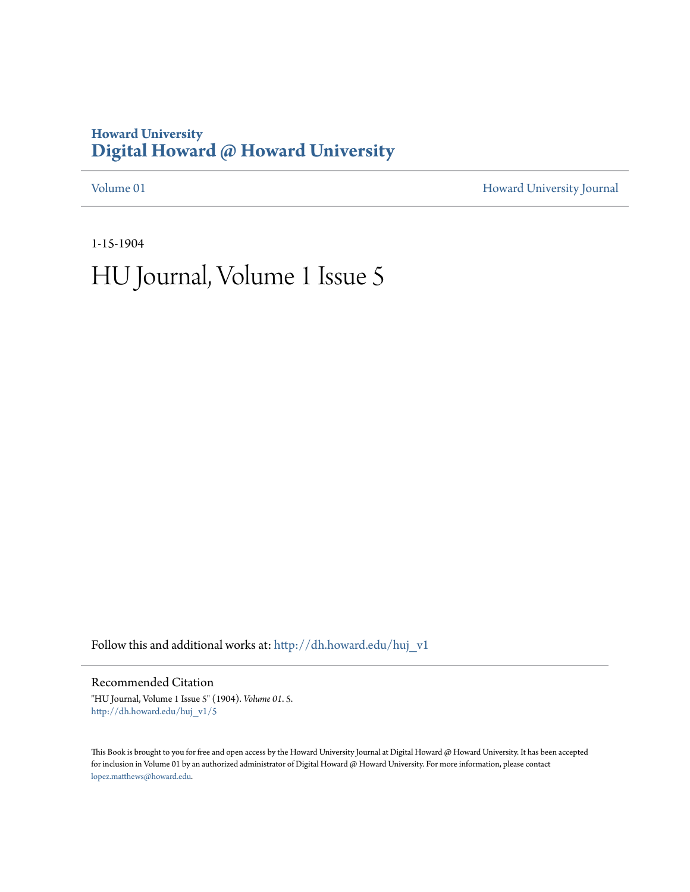**Howard University**
# Digital Howard @ Howard University

Volume 01 | Howard University Journal

1-15-1904

# HU Journal, Volume 1 Issue 5

Follow this and additional works at: http://dh.howard.edu/huj_v1

## Recommended Citation

"HU Journal, Volume 1 Issue 5" (1904). *Volume 01*. 5.
http://dh.howard.edu/huj_v1/5

This Book is brought to you for free and open access by the Howard University Journal at Digital Howard @ Howard University. It has been accepted for inclusion in Volume 01 by an authorized administrator of Digital Howard @ Howard University. For more information, please contact lopez.matthews@howard.edu.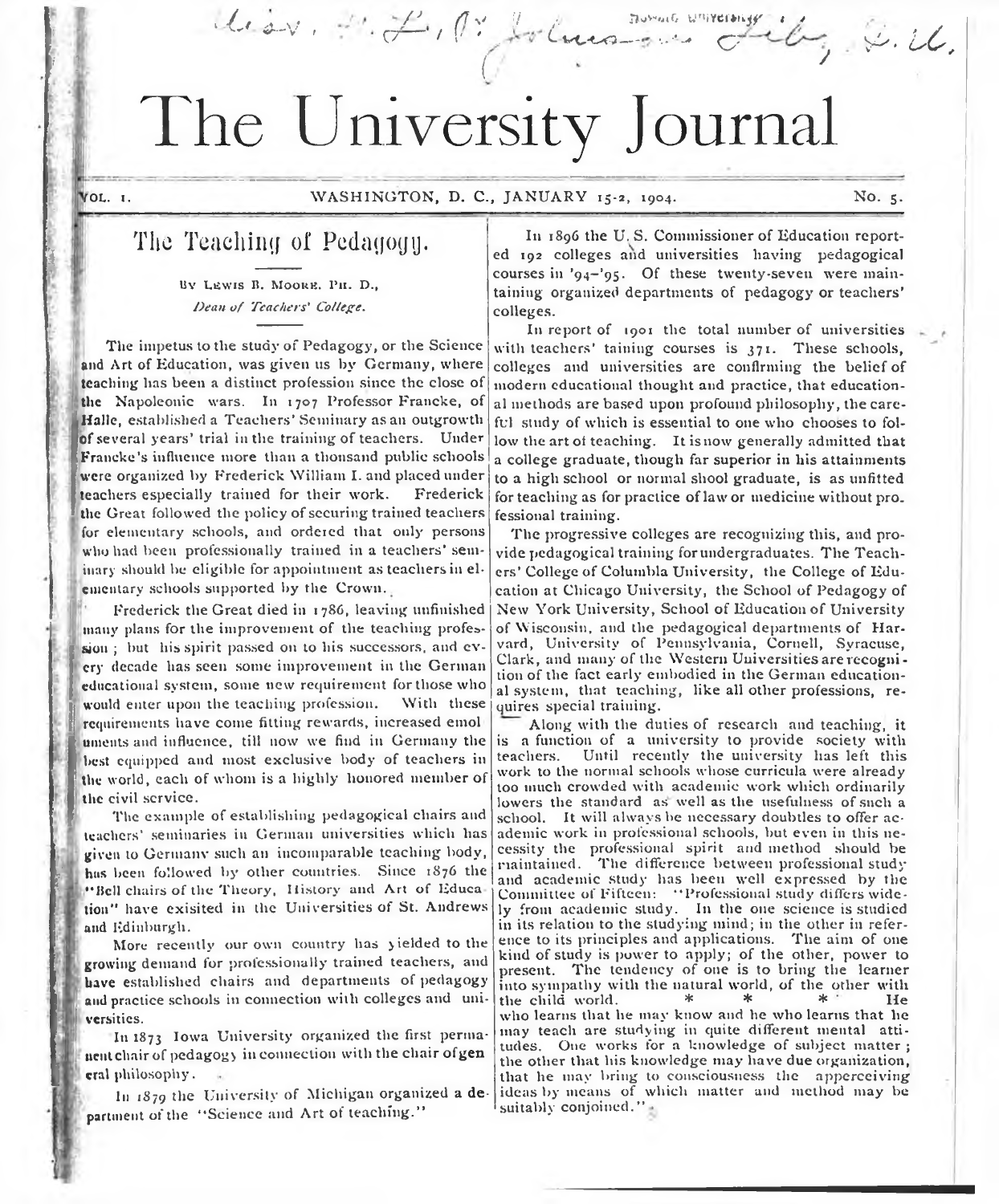# The University Journal

VOL. I. WASHINGTON, D. C., JANUARY 15-2, 1904. No. 5.

## The Teaching of Pedagogy.

By Lewis B. Moore, Ph. D.,
*Dean of Teachers' College.*

The impetus to the study of Pedagogy, or the Science and Art of Education, was given us by Germany, where teaching has been a distinct profession since the close of the Napoleonic wars. In 1707 Professor Francke, of Halle, established a Teachers' Seminary as an outgrowth of several years' trial in the training of teachers. Under Francke's influence more than a thousand public schools were organized by Frederick William I. and placed under teachers especially trained for their work. Frederick the Great followed the policy of securing trained teachers for elementary schools, and ordered that only persons who had been professionally trained in a teachers' seminary should be eligible for appointment as teachers in elementary schools supported by the Crown.

Frederick the Great died in 1786, leaving unfinished many plans for the improvement of the teaching profession; but his spirit passed on to his successors, and every decade has seen some improvement in the German educational system, some new requirement for those who would enter upon the teaching profession. With these requirements have come fitting rewards, increased emoluments and influence, till now we find in Germany the best equipped and most exclusive body of teachers in the world, each of whom is a highly honored member of the civil service.

The example of establishing pedagogical chairs and teachers' seminaries in German universities which has given to Germany such an incomparable teaching body, has been followed by other countries. Since 1876 the "Bell chairs of the Theory, History and Art of Education" have exisited in the Universities of St. Andrews and Edinburgh.

More recently our own country has yielded to the growing demand for professionally trained teachers, and have established chairs and departments of pedagogy and practice schools in connection with colleges and universities.

In 1873 Iowa University organized the first permanent chair of pedagogy in connection with the chair of general philosophy.

In 1879 the University of Michigan organized a department of the "Science and Art of teaching."

In 1896 the U. S. Commissioner of Education reported 192 colleges and universities having pedagogical courses in '94-'95. Of these twenty-seven were maintaining organized departments of pedagogy or teachers' colleges.

In report of 1901 the total number of universities with teachers' taining courses is 371. These schools, colleges and universities are confirming the belief of modern educational thought and practice, that educational methods are based upon profound philosophy, the careful study of which is essential to one who chooses to follow the art of teaching. It is now generally admitted that a college graduate, though far superior in his attainments to a high school or normal shool graduate, is as unfitted for teaching as for practice of law or medicine without professional training.

The progressive colleges are recognizing this, and provide pedagogical training for undergraduates. The Teachers' College of Columbia University, the College of Education at Chicago University, the School of Pedagogy of New York University, School of Education of University of Wisconsin, and the pedagogical departments of Harvard, University of Pennsylvania, Cornell, Syracuse, Clark, and many of the Western Universities are recognition of the fact early embodied in the German educational system, that teaching, like all other professions, requires special training.

Along with the duties of research and teaching, it is a function of a university to provide society with teachers. Until recently the university has left this work to the normal schools whose curricula were already too much crowded with academic work which ordinarily lowers the standard as well as the usefulness of such a school. It will always be necessary doubtles to offer academic work in professional schools, but even in this necessity the professional spirit and method should be maintained. The difference between professional study and academic study has been well expressed by the Committee of Fifteen: "Professional study differs widely from academic study. In the one science is studied in its relation to the studying mind; in the other in reference to its principles and applications. The aim of one kind of study is power to apply; of the other, power to present. The tendency of one is to bring the learner into sympathy with the natural world, of the other with the child world. * * * He who learns that he may know and he who learns that he may teach are studying in quite different mental attitudes. One works for a knowledge of subject matter; the other that his knowledge may have due organization, that he may bring to consciousness the apperceiving ideas by means of which matter and method may be suitably conjoined."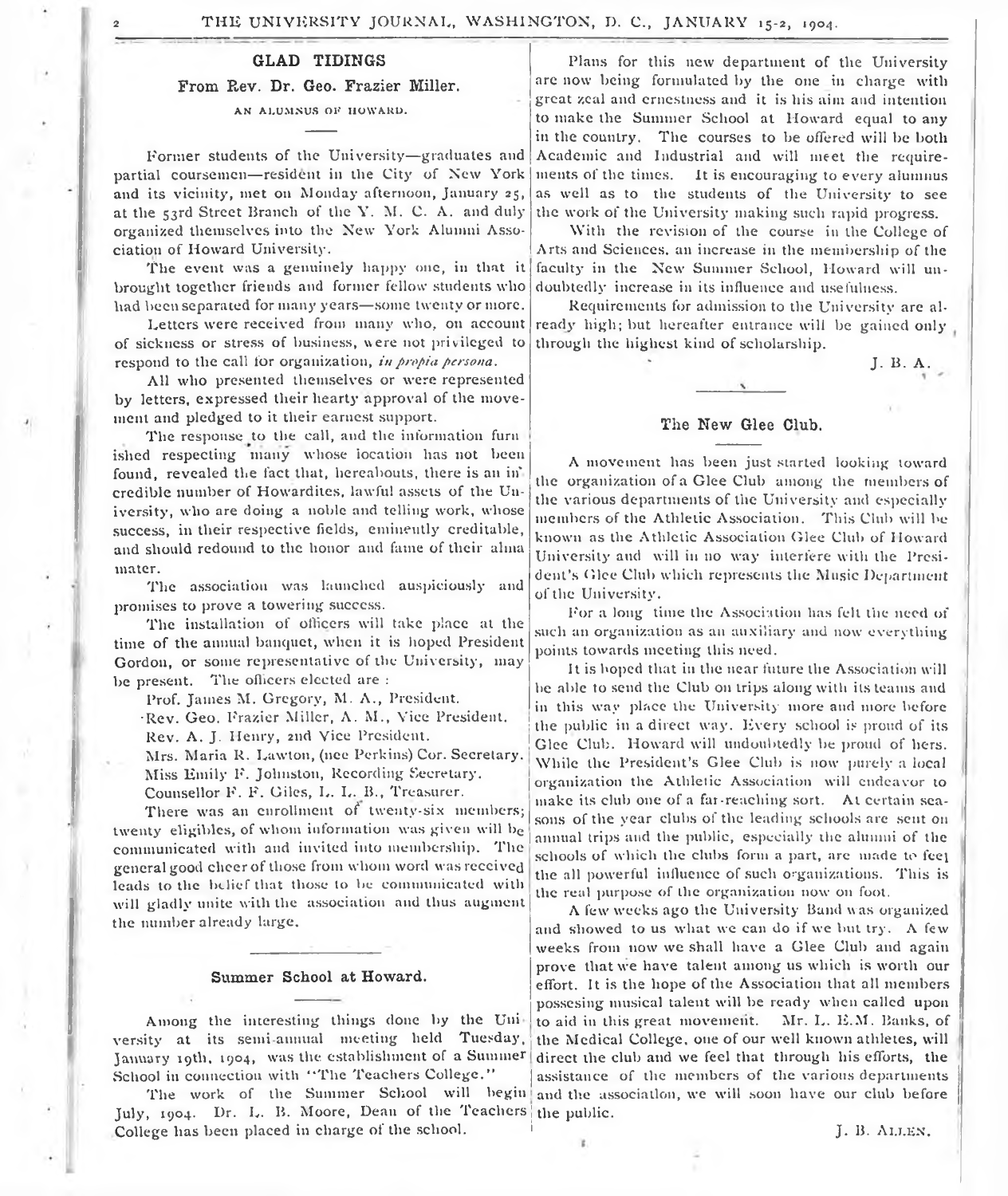## GLAD TIDINGS

### From Rev. Dr. Geo. Frazier Miller.

AN ALUMNUS OF HOWARD.

Former students of the University—graduates and partial coursemen—resident in the City of New York and its vicinity, met on Monday afternoon, January 25, at the 53rd Street Branch of the Y. M. C. A. and duly organized themselves into the New York Alumni Association of Howard University.

The event was a genuinely happy one, in that it brought together friends and former fellow students who had been separated for many years—some twenty or more.

Letters were received from many who, on account of sickness or stress of business, were not privileged to respond to the call for organization, *in propia persona*.

All who presented themselves or were represented by letters, expressed their hearty approval of the movement and pledged to it their earnest support.

The response to the call, and the information furnished respecting many whose location has not been found, revealed the fact that, hereabouts, there is an incredible number of Howardites, lawful assets of the University, who are doing a noble and telling work, whose success, in their respective fields, eminently creditable, and should redound to the honor and fame of their alma mater.

The association was launched auspiciously and promises to prove a towering success.

The installation of officers will take place at the time of the annual banquet, when it is hoped President Gordon, or some representative of the University, may be present. The officers elected are :

Prof. James M. Gregory, M. A., President.
Rev. Geo. Frazier Miller, A. M., Vice President.
Rev. A. J. Henry, 2nd Vice President.
Mrs. Maria R. Lawton, (nee Perkins) Cor. Secretary.
Miss Emily F. Johnston, Recording Secretary.
Counsellor F. F. Giles, L. L. B., Treasurer.

There was an enrollment of twenty-six members; twenty eligibles, of whom information was given will be communicated with and invited into membership. The general good cheer of those from whom word was received leads to the belief that those to be communicated with will gladly unite with the association and thus augment the number already large.

## Summer School at Howard.

Among the interesting things done by the University at its semi-annual meeting held Tuesday, January 19th, 1904, was the establishment of a Summer School in connection with "The Teachers College."

The work of the Summer School will begin July, 1904. Dr. L. B. Moore, Dean of the Teachers College has been placed in charge of the school.

Plans for this new department of the University are now being formulated by the one in charge with great zeal and ernestness and it is his aim and intention to make the Summer School at Howard equal to any in the country. The courses to be offered will be both Academic and Industrial and will meet the requirements of the times. It is encouraging to every alumnus as well as to the students of the University to see the work of the University making such rapid progress.

With the revision of the course in the College of Arts and Sciences, an increase in the membership of the faculty in the New Summer School, Howard will undoubtedly increase in its influence and usefulness.

Requirements for admission to the University are already high; but hereafter entrance will be gained only through the highest kind of scholarship.

J. B. A.

## The New Glee Club.

A movement has been just started looking toward the organization of a Glee Club among the members of the various departments of the University and especially members of the Athletic Association. This Club will be known as the Athletic Association Glee Club of Howard University and will in no way interfere with the President's Glee Club which represents the Music Department of the University.

For a long time the Association has felt the need of such an organization as an auxiliary and now everything points towards meeting this need.

It is hoped that in the near future the Association will be able to send the Club on trips along with its teams and in this way place the University more and more before the public in a direct way. Every school is proud of its Glee Club. Howard will undoubtedly be proud of hers. While the President's Glee Club is now purely a local organization the Athletic Association will endeavor to make its club one of a far-reaching sort. At certain seasons of the year clubs of the leading schools are sent on annual trips and the public, especially the alumni of the schools of which the clubs form a part, are made to feel the all powerful influence of such organizations. This is the real purpose of the organization now on foot.

A few weeks ago the University Band was organized and showed to us what we can do if we but try. A few weeks from now we shall have a Glee Club and again prove that we have talent among us which is worth our effort. It is the hope of the Association that all members possesing musical talent will be ready when called upon to aid in this great movement. Mr. L. E.M. Banks, of the Medical College, one of our well known athletes, will direct the club and we feel that through his efforts, the assistance of the members of the various departments and the association, we will soon have our club before the public.

J. B. ALLEN.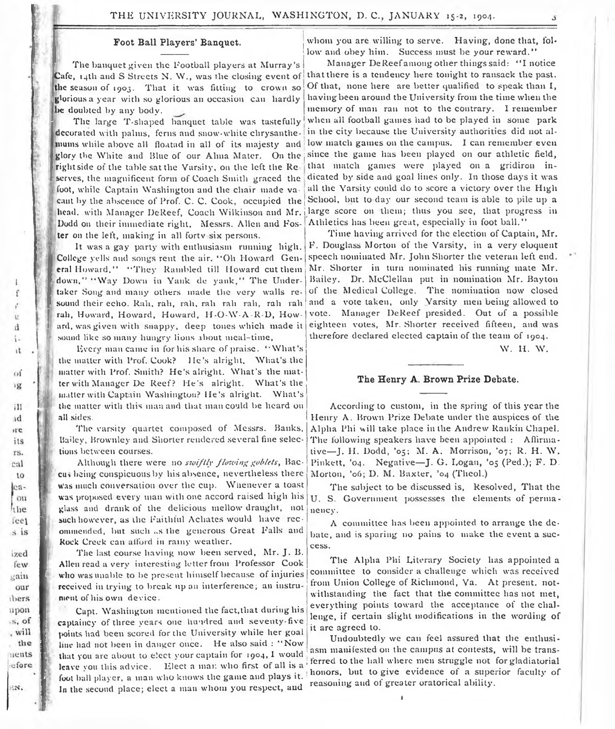## Foot Ball Players' Banquet.

The banquet given the Football players at Murray's Cafe, 14th and S Streets N. W., was the closing event of the season of 1903. That it was fitting to crown so glorious a year with so glorious an occasion can hardly be doubted by any body.

The large T-shaped banquet table was tastefully decorated with palms, ferns and snow-white chrysanthemums while above all floatad in all of its majesty and glory the White and Blue of our Alma Mater. On the right side of the table sat the Varsity, on the left the Reserves, the magnificent form of Coach Smith graced the foot, while Captain Washington and the chair made vacant by the abscence of Prof. C. C. Cook, occupied the head. with Manager DeReef, Coach Wilkinson and Mr. Dodd on their immediate right. Messrs. Allen and Foster on the left, making in all forty six persons.

It was a gay party with enthusiasm running high. College yells and songs rent the air. "Oh Howard General Howard," "They Rambled till Howard cut them down," "Way Down in Yank de yank," The Undertaker Song and many others made the very walls resound their echo. Rah, rah, rah, rah rah rah, rah rah rah, Howard, Howard, Howard, H-O-W-A-R-D, Howard, was given with snappy, deep tones which made it sound like so many hungry lions about meal-time.

Every man came in for his share of praise. "What's the matter with Prof. Cook? He's alright. What's the matter with Prof. Smith? He's alright. What's the matter with Manager De Reef? He's alright. What's the matter with Captain Washington? He's alright. What's the matter with this man and that man could be heard on all sides.

The varsity quartet composed of Messrs. Banks, Bailey, Brownley and Shorter rendered several fine selections between courses.

Although there were no *swiftly flowing goblets*, Baccus being conspicuous by his absence, nevertheless there was much conversation over the cup. Whenever a toast was proposed every man with one accord raised high his glass and drank of the delicious mellow draught, not such however, as the Faithful Achates would have recommended, but such as the generous Great Falls and Rock Creek can afford in rainy weather.

The last course having now been served, Mr. J. B. Allen read a very interesting letter from Professor Cook who was unable to be present himself because of injuries received in trying to break up an interference; an instrument of his own device.

Capt. Washington mentioned the fact, that during his captaincy of three years one hundred and seventy-five points had been scored for the University while her goal line had not been in danger once. He also said : "Now that you are about to elect your captain for 1904, I would leave you this advice. Elect a man who first of all is a foot ball player, a man who knows the game and plays it. In the second place; elect a man whom you respect, and whom you are willing to serve. Having, done that, follow and obey him. Success must be your reward."

Manager DeReef among other things said: "I notice that there is a tendency here tonight to ransack the past. Of that, none here are better qualified to speak than I, having been around the University from the time when the memory of man ran not to the contrary. I remember when all football games had to be played in some park in the city because the University authorities did not allow match games on the campus. I can remember even since the game has been played on our athletic field, that match games were played on a gridiron indicated by side and goal lines only. In those days it was all the Varsity could do to score a victory over the High School, but to day our second team is able to pile up a large score on them; thus you see, that progress in Athletics has been great, especially in foot ball."

Time having arrived for the election of Captain, Mr. F. Douglass Morton of the Varsity, in a very eloquent speech nominated Mr. John Shorter the veteran left end. Mr. Shorter in turn nominated his running mate Mr. Bailey. Dr. McClellan put in nomination Mr. Bayton of the Medical College. The nomination now closed and a vote taken, only Varsity men being allowed to vote. Manager DeReef presided. Out of a possible eighteen votes, Mr. Shorter received fifteen, and was therefore declared elected captain of the team of 1904.

W. H. W.

## The Henry A. Brown Prize Debate.

According to custom, in the spring of this year the Henry A. Brown Prize Debate under the auspices of the Alpha Phi will take place in the Andrew Rankin Chapel. The following speakers have been appointed : Affirmative—J. H. Dodd, '05; M. A. Morrison, '07; R. H. W. Pinkett, '04. Negative—J. G. Logan, '05 (Ped.); F. D. Morton, '06; D. M. Baxter, '04 (Theol.)

The subject to be discussed is, Resolved, That the U. S. Government possesses the elements of permanency.

A committee has been appointed to arrange the debate, and is sparing no pains to make the event a success.

The Alpha Phi Literary Society has appointed a committee to consider a challenge which was received from Union College of Richmond, Va. At present. notwithstanding the fact that the committee has not met, everything points toward the acceptance of the challenge, if certain slight modifications in the wording of it are agreed to.

Undoubtedly we can feel assured that the enthusiasm manifested on the campus at contests, will be transferred to the hall where men struggle not for gladiatorial honors, but to give evidence of a superior faculty of reasoning and of greater oratorical ability.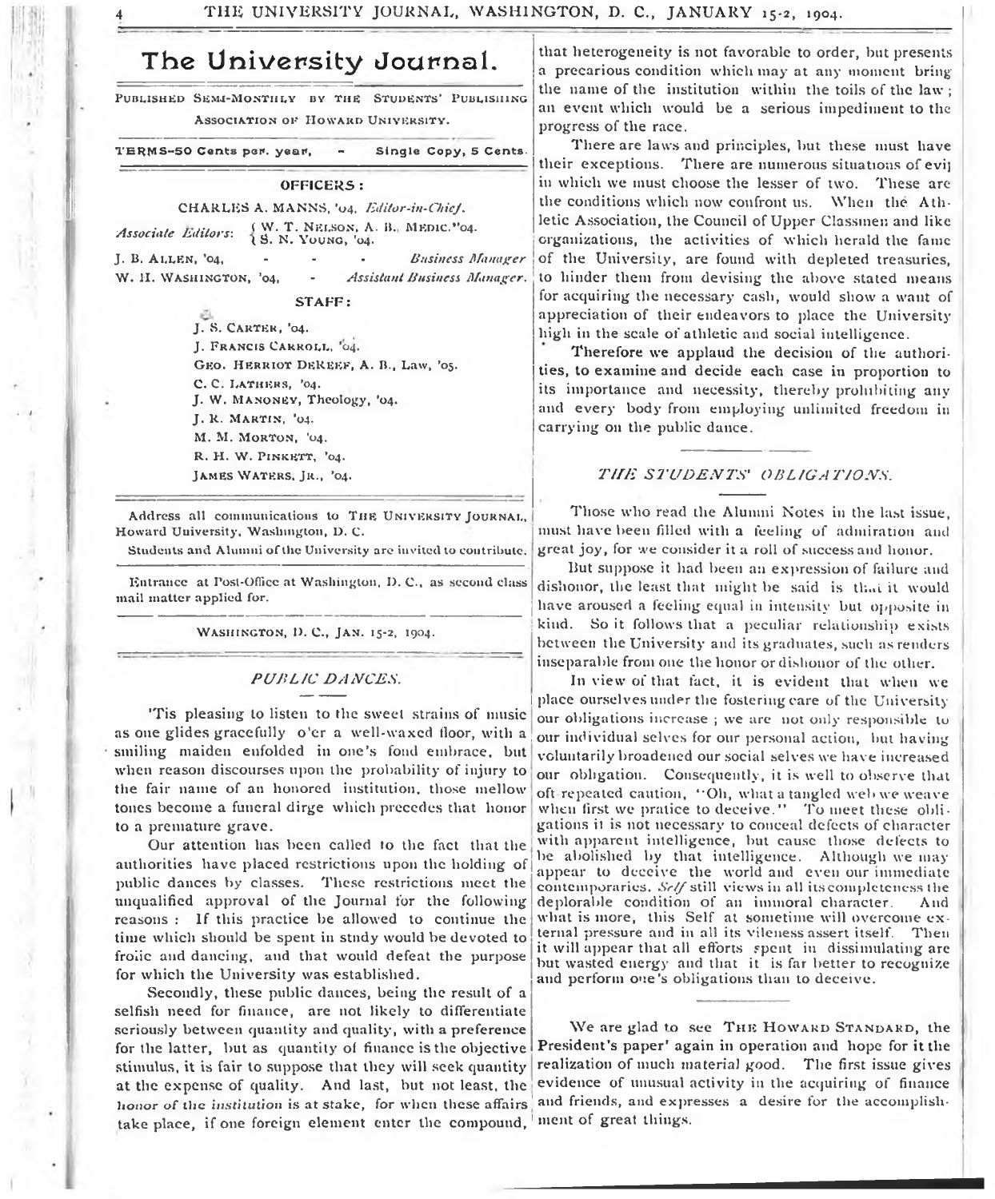# The University Journal.

PUBLISHED SEMI-MONTHLY BY THE STUDENTS' PUBLISHING ASSOCIATION OF HOWARD UNIVERSITY.

TERMS—50 Cents per year, - Single Copy, 5 Cents.

## OFFICERS:

CHARLES A. MANNS, '04, *Editor-in-Chief.*

*Associate Editors*: { W. T. NELSON, A. B., MEDIC.'04. S. N. YOUNG, '04.

J. B. ALLEN, '04, - - - *Business Manager*

W. H. WASHINGTON, '04, - *Assistant Business Manager.*

## STAFF:

J. S. CARTER, '04.
J. FRANCIS CARROLL, '04.
GEO. HERRIOT DEREEF, A. B., Law, '05.
C. C. LATHERS, '04.
J. W. MANONEY, Theology, '04.
J. R. MARTIN, '04.
M. M. MORTON, '04.
R. H. W. PINKETT, '04.
JAMES WATERS, JR., '04.

Address all communications to THE UNIVERSITY JOURNAL, Howard University, Washington, D. C.

Students and Alumni of the University are invited to contribute.

Entrance at Post-Office at Washington, D. C., as second class mail matter applied for.

WASHINGTON, D. C., JAN. 15-2, 1904.

### *PUBLIC DANCES.*

'Tis pleasing to listen to the sweet strains of music as one glides gracefully o'er a well-waxed floor, with a smiling maiden enfolded in one's fond embrace, but when reason discourses upon the probability of injury to the fair name of an honored institution, those mellow tones become a funeral dirge which precedes that honor to a premature grave.

Our attention has been called to the fact that the authorities have placed restrictions upon the holding of public dances by classes. These restrictions meet the unqualified approval of the Journal for the following reasons: If this practice be allowed to continue the time which should be spent in study would be devoted to frolic and dancing, and that would defeat the purpose for which the University was established.

Secondly, these public dances, being the result of a selfish need for finance, are not likely to differentiate seriously between quantity and quality, with a preference for the latter, but as quantity of finance is the objective stimulus, it is fair to suppose that they will seek quantity at the expense of quality. And last, but not least, the *honor of the institution* is at stake, for when these affairs take place, if one foreign element enter the compound, that heterogeneity is not favorable to order, but presents a precarious condition which may at any moment bring the name of the institution within the toils of the law; an event which would be a serious impediment to the progress of the race.

There are laws and principles, but these must have their exceptions. There are numerous situations of evil in which we must choose the lesser of two. These are the conditions which now confront us. When the Athletic Association, the Council of Upper Classmen and like organizations, the activities of which herald the fame of the University, are found with depleted treasuries, to hinder them from devising the above stated means for acquiring the necessary cash, would show a want of appreciation of their endeavors to place the University high in the scale of athletic and social intelligence.

Therefore we applaud the decision of the authorities, to examine and decide each case in proportion to its importance and necessity, thereby prohibiting any and every body from employing unlimited freedom in carrying on the public dance.

### *THE STUDENTS' OBLIGATIONS.*

Those who read the Alumni Notes in the last issue, must have been filled with a feeling of admiration and great joy, for we consider it a roll of success and honor.

But suppose it had been an expression of failure and dishonor, the least that might be said is that it would have aroused a feeling equal in intensity but opposite in kind. So it follows that a peculiar relationship exists between the University and its graduates, such as renders inseparable from one the honor or dishonor of the other.

In view of that fact, it is evident that when we place ourselves under the fostering care of the University our obligations increase; we are not only responsible to our individual selves for our personal action, but having voluntarily broadened our social selves we have increased our obligation. Consequently, it is well to observe that oft repeated caution, "Oh, what a tangled web we weave when first we pratice to deceive." To meet these obligations it is not necessary to conceal defects of character with apparent intelligence, but cause those defects to be abolished by that intelligence. Although we may appear to deceive the world and even our immediate contemporaries. *Self* still views in all its completeness the deplorable condition of an immoral character. And what is more, this Self at sometime will overcome external pressure and in all its vileness assert itself. Then it will appear that all efforts spent in dissimulating are but wasted energy and that it is far better to recognize and perform one's obligations than to deceive.

We are glad to see THE HOWARD STANDARD, the President's paper' again in operation and hope for it the realization of much material good. The first issue gives evidence of unusual activity in the acquiring of finance and friends, and expresses a desire for the accomplishment of great things.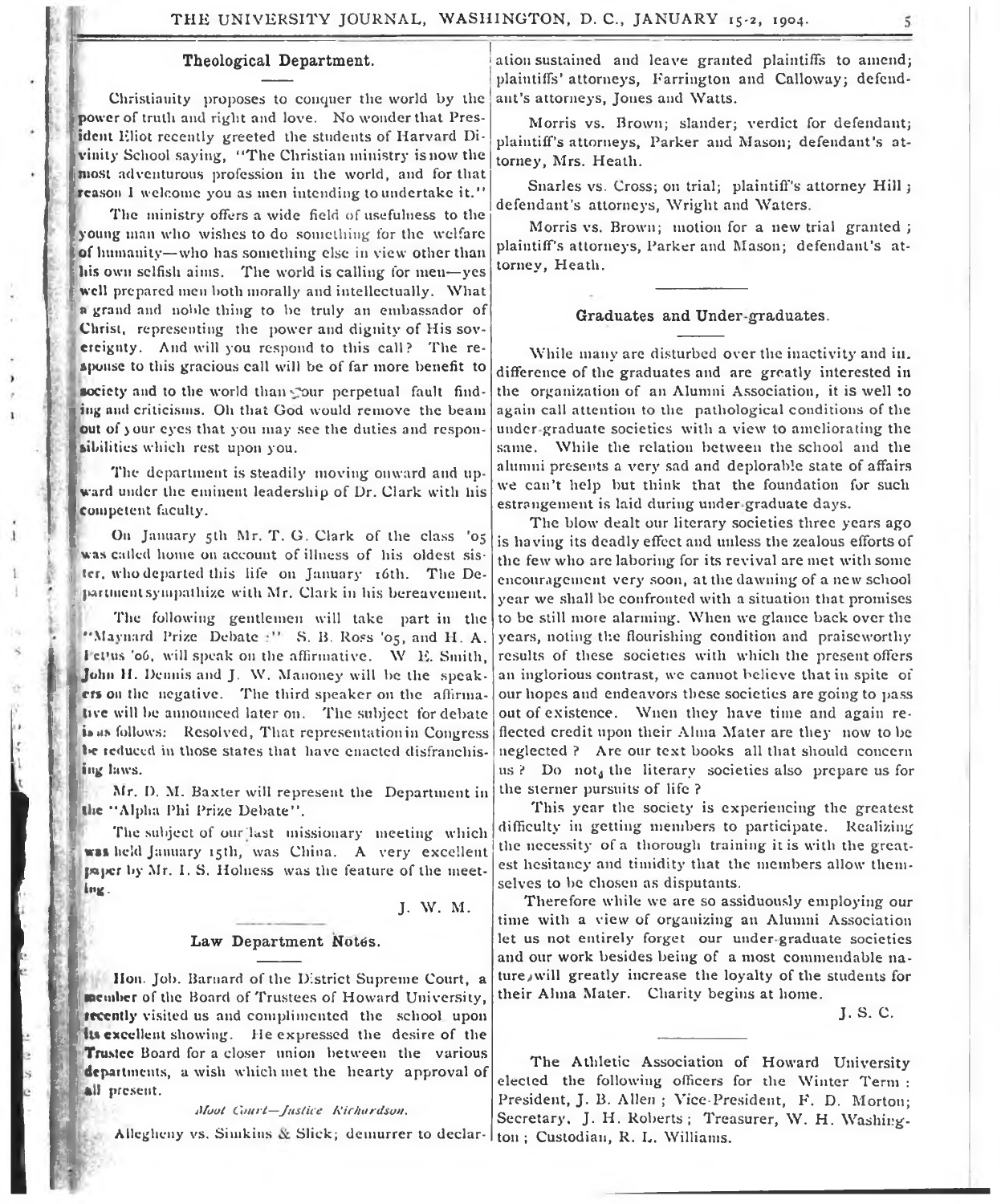## Theological Department.

Christianity proposes to conquer the world by the power of truth and right and love. No wonder that President Eliot recently greeted the students of Harvard Divinity School saying, "The Christian ministry is now the most adventurous profession in the world, and for that reason I welcome you as men intending to undertake it."

The ministry offers a wide field of usefulness to the young man who wishes to do something for the welfare of humanity—who has something else in view other than his own selfish aims. The world is calling for men—yes well prepared men both morally and intellectually. What a grand and noble thing to be truly an embassador of Christ, representing the power and dignity of His sovereignty. And will you respond to this call? The response to this gracious call will be of far more benefit to society and to the world than your perpetual fault finding and criticisms. Oh that God would remove the beam out of your eyes that you may see the duties and responsibilities which rest upon you.

The department is steadily moving onward and upward under the eminent leadership of Dr. Clark with his competent faculty.

On January 5th Mr. T. G. Clark of the class '05 was called home on account of illness of his oldest sister, who departed this life on January 16th. The Department sympathize with Mr. Clark in his bereavement.

The following gentlemen will take part in the "Maynard Prize Debate:" S. B. Ross '05, and H. A. Fetus '06, will speak on the affirmative. W. E. Smith, John H. Dennis and J. W. Manoney will be the speakers on the negative. The third speaker on the affirmative will be announced later on. The subject for debate is as follows: Resolved, That representation in Congress be reduced in those states that have enacted disfranchising laws.

Mr. D. M. Baxter will represent the Department in the "Alpha Phi Prize Debate".

The subject of our last missionary meeting which was held January 15th, was China. A very excellent paper by Mr. I. S. Holness was the feature of the meeting.

J. W. M.

## Law Department Notes.

Hon. Job. Barnard of the District Supreme Court, a member of the Board of Trustees of Howard University, recently visited us and complimented the school upon its excellent showing. He expressed the desire of the Trustee Board for a closer union between the various departments, a wish which met the hearty approval of all present.

*Moot Court—Justice Richardson.*

Allegheny vs. Simkins & Slick; demurrer to declaration sustained and leave granted plaintiffs to amend; plaintiffs' attorneys, Farrington and Calloway; defendant's attorneys, Jones and Watts.

Morris vs. Brown; slander; verdict for defendant; plaintiff's attorneys, Parker and Mason; defendant's attorney, Mrs. Heath.

Snarles vs. Cross; on trial; plaintiff's attorney Hill; defendant's attorneys, Wright and Waters.

Morris vs. Brown; motion for a new trial granted; plaintiff's attorneys, Parker and Mason; defendant's attorney, Heath.

## Graduates and Under-graduates.

While many are disturbed over the inactivity and indifference of the graduates and are greatly interested in the organization of an Alumni Association, it is well to again call attention to the pathological conditions of the under-graduate societies with a view to ameliorating the same. While the relation between the school and the alumni presents a very sad and deplorable state of affairs we can't help but think that the foundation for such estrangement is laid during under-graduate days.

The blow dealt our literary societies three years ago is having its deadly effect and unless the zealous efforts of the few who are laboring for its revival are met with some encouragement very soon, at the dawning of a new school year we shall be confronted with a situation that promises to be still more alarming. When we glance back over the years, noting the flourishing condition and praiseworthy results of these societies with which the present offers an inglorious contrast, we cannot believe that in spite of our hopes and endeavors these societies are going to pass out of existence. When they have time and again reflected credit upon their Alma Mater are they now to be neglected? Are our text books all that should concern us? Do not the literary societies also prepare us for the sterner pursuits of life?

This year the society is experiencing the greatest difficulty in getting members to participate. Realizing the necessity of a thorough training it is with the greatest hesitancy and timidity that the members allow themselves to be chosen as disputants.

Therefore while we are so assiduously employing our time with a view of organizing an Alumni Association let us not entirely forget our under-graduate societies and our work besides being of a most commendable nature, will greatly increase the loyalty of the students for their Alma Mater. Charity begins at home.

J. S. C.

The Athletic Association of Howard University elected the following officers for the Winter Term: President, J. B. Allen; Vice-President, F. D. Morton; Secretary, J. H. Roberts; Treasurer, W. H. Washington; Custodian, R. L. Williams.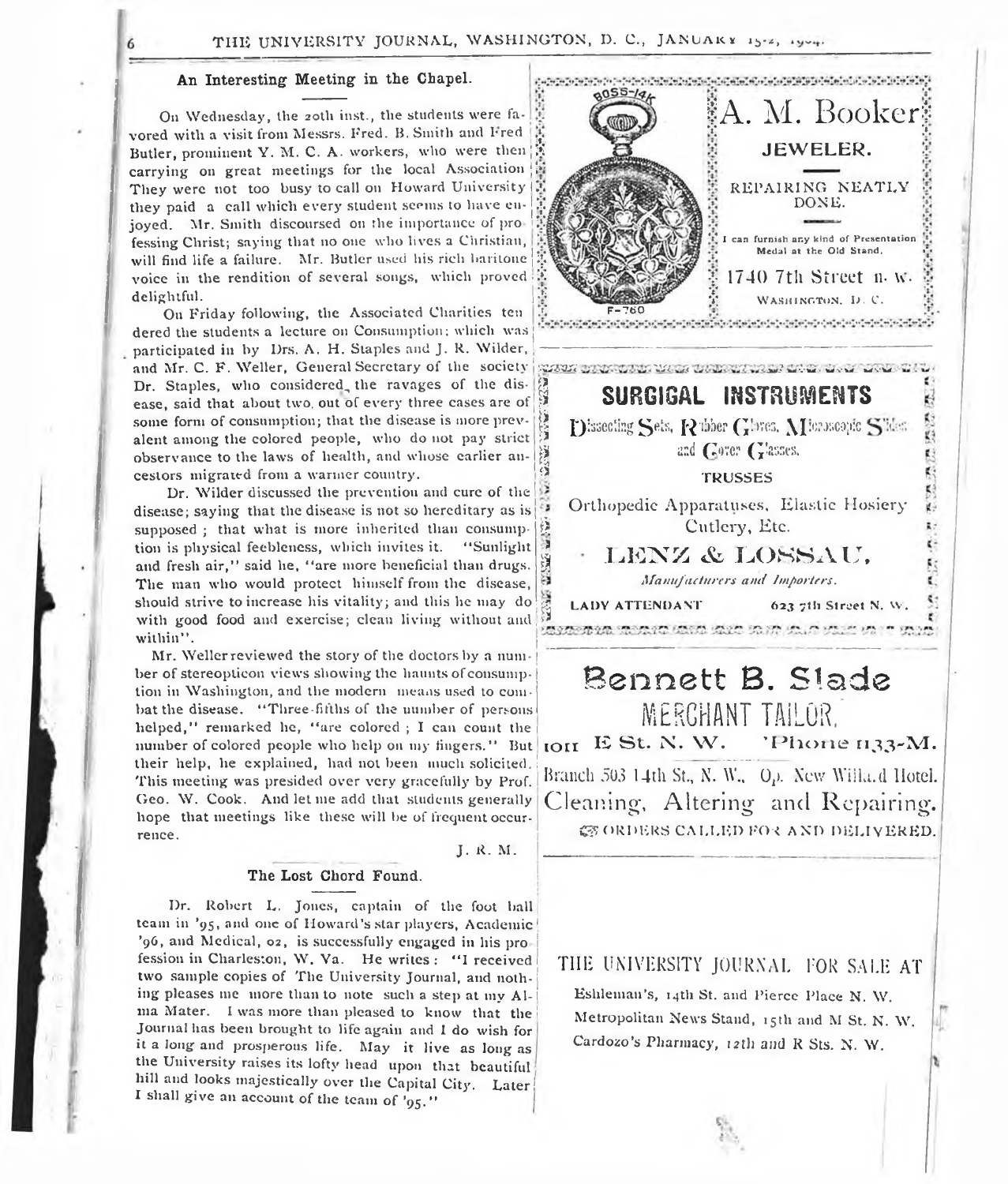## An Interesting Meeting in the Chapel.

On Wednesday, the 20th inst., the students were favored with a visit from Messrs. Fred. B. Smith and Fred Butler, prominent Y. M. C. A. workers, who were then carrying on great meetings for the local Association They were not too busy to call on Howard University they paid a call which every student seems to have enjoyed. Mr. Smith discoursed on the importance of professing Christ; saying that no one who lives a Christian, will find life a failure. Mr. Butler used his rich baritone voice in the rendition of several songs, which proved delightful.

On Friday following, the Associated Charities tendered the students a lecture on Consumption; which was participated in by Drs. A. H. Staples and J. R. Wilder, and Mr. C. F. Weller, General Secretary of the society Dr. Staples, who considered the ravages of the disease, said that about two out of every three cases are of some form of consumption; that the disease is more prevalent among the colored people, who do not pay strict observance to the laws of health, and whose earlier ancestors migrated from a warmer country.

Dr. Wilder discussed the prevention and cure of the disease; saying that the disease is not so hereditary as is supposed; that what is more inherited than consumption is physical feebleness, which invites it. "Sunlight and fresh air," said he, "are more beneficial than drugs. The man who would protect himself from the disease, should strive to increase his vitality; and this he may do with good food and exercise; clean living without and within".

Mr. Weller reviewed the story of the doctors by a number of stereopticon views showing the haunts of consumption in Washington, and the modern means used to combat the disease. "Three-fifths of the number of persons helped," remarked he, "are colored; I can count the number of colored people who help on my fingers." But their help, he explained, had not been much solicited. This meeting was presided over very gracefully by Prof. Geo. W. Cook. And let me add that students generally hope that meetings like these will be of frequent occurrence.

J. R. M.

## The Lost Chord Found.

Dr. Robert L. Jones, captain of the foot ball team in '95, and one of Howard's star players, Academic '96, and Medical, 02, is successfully engaged in his profession in Charleston, W. Va. He writes: "I received two sample copies of The University Journal, and nothing pleases me more than to note such a step at my Alma Mater. I was more than pleased to know that the Journal has been brought to life again and I do wish for it a long and prosperous life. May it live as long as the University raises its lofty head upon that beautiful hill and looks majestically over the Capital City. Later I shall give an account of the team of '95."

---

**A. M. Booker**

**JEWELER.**

REPAIRING NEATLY DONE.

I can furnish any kind of Presentation Medal at the Old Stand,

1740 7th Street n. w.

WASHINGTON, D. C.

---

**SURGICAL INSTRUMENTS**

Dissecting Sets, Rubber Gloves, Microscopic Slides and Cover Glasses.

TRUSSES

Orthopedic Apparatuses, Elastic Hosiery Cutlery, Etc.

**LENZ & LOSSAU,**

*Manufacturers and Importers.*

LADY ATTENDANT 623 7th Street N. W.

---

**Bennett B. Slade**

MERCHANT TAILOR,

1011 E St. N. W. 'Phone 1133-M.

Branch 503 14th St., N. W., Op. New Willard Hotel.

Cleaning, Altering and Repairing.

ORDERS CALLED FOR AND DELIVERED.

---

THE UNIVERSITY JOURNAL FOR SALE AT

Eshleman's, 14th St. and Pierce Place N. W.

Metropolitan News Stand, 15th and M St. N. W.

Cardozo's Pharmacy, 12th and R Sts. N. W.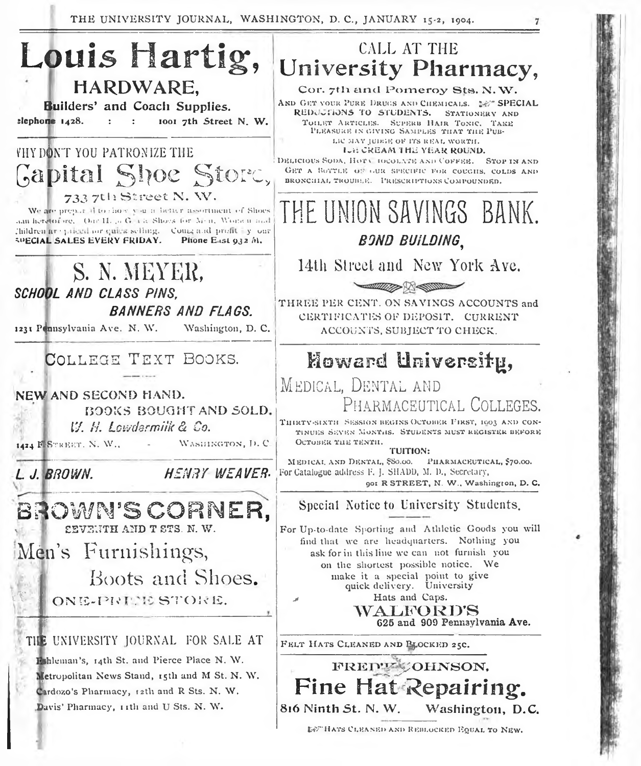# Louis Hartig,

## HARDWARE,

**Builders' and Coach Supplies.**

Telephone 1428. : : 1001 7th Street N. W.

---

WHY DON'T YOU PATRONIZE THE

## Capital Shoe Store,

733 7th Street N. W.

We are prepared to show you a better assortment of Shoes than heretofore. Our H. .. G ..  Shoes for Men, Women and Children are priced for quick selling. Come and profit by our SPECIAL SALES EVERY FRIDAY. Phone East 932 M.

---

## S. N. MEYER,

***SCHOOL AND CLASS PINS,***

***BANNERS AND FLAGS.***

1231 Pennsylvania Ave. N. W. Washington, D. C.

---

## COLLEGE TEXT BOOKS.

**NEW AND SECOND HAND.**

BOOKS BOUGHT AND SOLD.

*W. H. Lowdermilk & Co.*

1424 F STREET, N. W., - WASHINGTON, D. C

---

*L. J. BROWN.* *HENRY WEAVER.*

## BROWN'S CORNER,

SEVENTH AND T STS. N. W.

Men's Furnishings,

Boots and Shoes.

ONE-PRICE STORE.

---

THE UNIVERSITY JOURNAL FOR SALE AT

Eshleman's, 14th St. and Pierce Place N. W.

Metropolitan News Stand, 15th and M St. N. W.

Cardozo's Pharmacy, 12th and R Sts. N. W.

Davis' Pharmacy, 11th and U Sts. N. W.

---

CALL AT THE

## University Pharmacy,

Cor. 7th and Pomeroy Sts. N. W.

AND GET YOUR PURE DRUGS AND CHEMICALS. SPECIAL REDUCTIONS TO STUDENTS. STATIONERY AND TOILET ARTICLES. SUPERB HAIR TONIC. TAKE PLEASURE IN GIVING SAMPLES THAT THE PUBLIC MAY JUDGE OF ITS REAL WORTH. ICE CREAM THE YEAR ROUND. DELICIOUS SODA, HOT CHOCOLATE AND COFFEE. STOP IN AND GET A BOTTLE OF OUR SPECIFIC FOR COUGHS, COLDS AND BRONCHIAL TROUBLE. PRESCRIPTIONS COMPOUNDED.

---

# THE UNION SAVINGS BANK.

***BOND BUILDING,***

14th Street and New York Ave.

THREE PER CENT. ON SAVINGS ACCOUNTS and CERTIFICATES OF DEPOSIT. CURRENT ACCOUNTS, SUBJECT TO CHECK.

---

# Howard University,

MEDICAL, DENTAL AND PHARMACEUTICAL COLLEGES.

THIRTY-SIXTH SESSION BEGINS OCTOBER FIRST, 1903 AND CONTINUES SEVEN MONTHS. STUDENTS MUST REGISTER BEFORE OCTOBER THE TENTH.

**TUITION:**

MEDICAL AND DENTAL, $80.00. PHARMACEUTICAL, $70.00.

For Catalogue address F. J. SHADD, M. D., Secretary,

901 R STREET, N. W., Washington, D. C.

---

## Special Notice to University Students.

For Up-to-date Sporting and Athletic Goods you will find that we are headquarters. Nothing you ask for in this line we can not furnish you on the shortest possible notice. We make it a special point to give quick delivery. University Hats and Caps.

**WALFORD'S**

**625 and 909 Pennsylvania Ave.**

---

FELT HATS CLEANED AND BLOCKED 25C.

FRED'K JOHNSON.

## Fine Hat Repairing.

816 Ninth St. N. W. Washington, D.C.

HATS CLEANED AND REBLOCKED EQUAL TO NEW.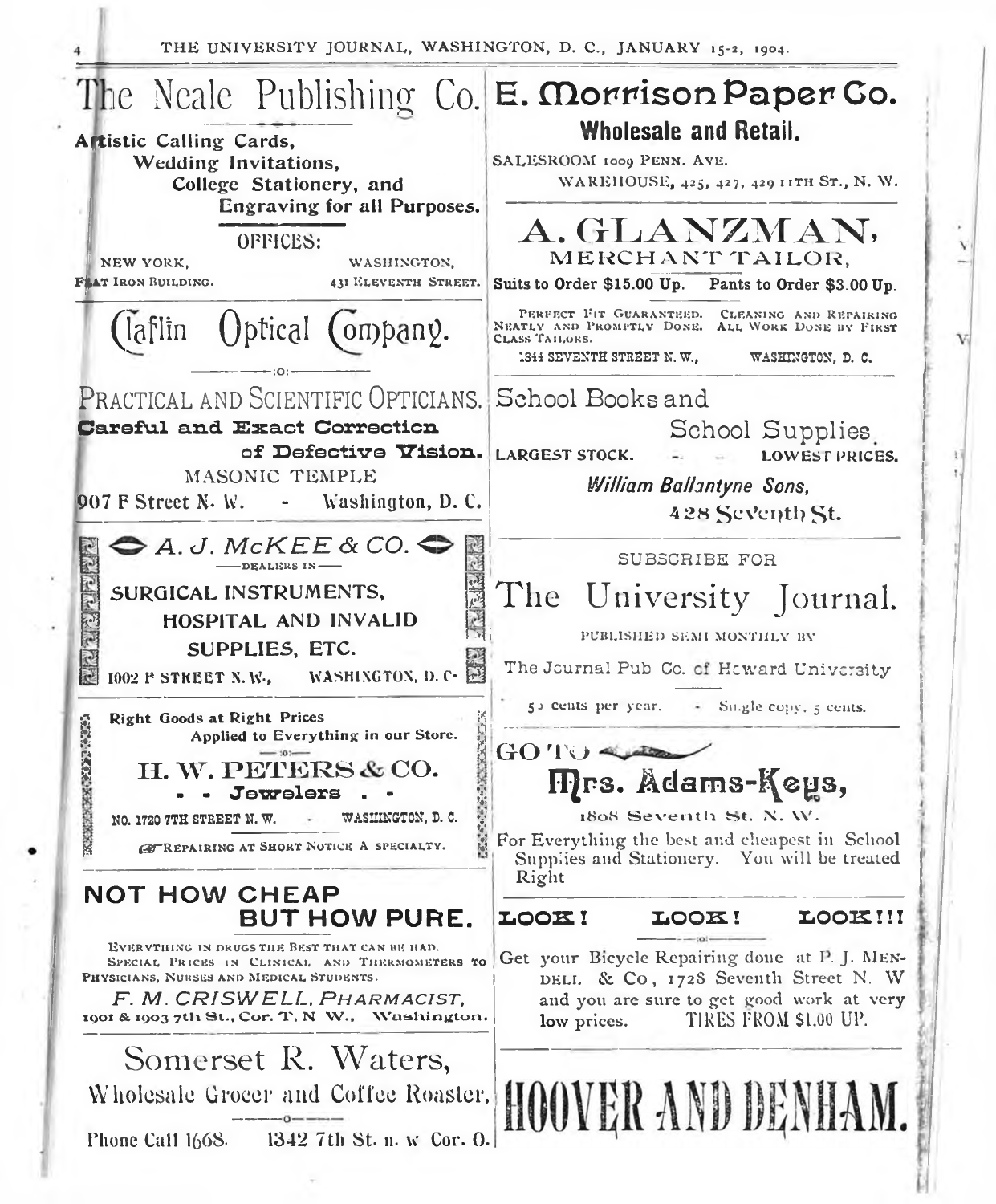# The Neale Publishing Co.

Artistic Calling Cards,
Wedding Invitations,
College Stationery, and
Engraving for all Purposes.

OFFICES:

NEW YORK, FLAT IRON BUILDING. WASHINGTON, 431 ELEVENTH STREET.

---

# Claflin Optical Company.

PRACTICAL AND SCIENTIFIC OPTICIANS.

**Careful and Exact Correction of Defective Vision.**

MASONIC TEMPLE

907 F Street N. W. - Washington, D. C.

---

# A. J. McKEE & CO.

DEALERS IN

SURGICAL INSTRUMENTS, HOSPITAL AND INVALID SUPPLIES, ETC.

1002 F STREET N. W., WASHINGTON, D. C.

---

Right Goods at Right Prices Applied to Everything in our Store.

# H. W. PETERS & CO.

**- - Jewelers - -**

NO. 1720 7TH STREET N. W. - WASHINGTON, D. C.

REPAIRING AT SHORT NOTICE A SPECIALTY.

---

## NOT HOW CHEAP BUT HOW PURE.

EVERYTHING IN DRUGS THE BEST THAT CAN BE HAD.
SPECIAL PRICES IN CLINICAL AND THERMOMETERS TO PHYSICIANS, NURSES AND MEDICAL STUDENTS.

*F. M. CRISWELL, PHARMACIST,*
1901 & 1903 7th St., Cor. T. N W., Washington.

---

# Somerset R. Waters,

Wholesale Grocer and Coffee Roaster,

Phone Call 1668. 1342 7th St. n. w Cor. O.

---

# E. Morrison Paper Co.

**Wholesale and Retail.**

SALESROOM 1009 PENN. AVE.
WAREHOUSE, 425, 427, 429 11TH ST., N. W.

---

# A. GLANZMAN,

MERCHANT TAILOR,

**Suits to Order $15.00 Up. Pants to Order $3.00 Up.**

PERFECT FIT GUARANTEED. CLEANING AND REPAIRING NEATLY AND PROMPTLY DONE. ALL WORK DONE BY FIRST CLASS TAILORS.

1844 SEVENTH STREET N. W., WASHINGTON, D. C.

---

School Books and School Supplies.

LARGEST STOCK. - - LOWEST PRICES.

*William Ballantyne Sons,*
428 Seventh St.

---

SUBSCRIBE FOR

# The University Journal.

PUBLISHED SEMI MONTHLY BY

The Journal Pub Co. of Howard University

50 cents per year. - Single copy, 5 cents.

---

GO TO

# Mrs. Adams-Keys,

1808 Seventh St. N. W.

For Everything the best and cheapest in School Supplies and Stationery. You will be treated Right

---

**LOOK! LOOK! LOOK!!!**

Get your Bicycle Repairing done at P. J. MENDELL & Co, 1728 Seventh Street N. W and you are sure to get good work at very low prices. TIRES FROM $1.00 UP.

---

# HOOVER AND DENHAM.